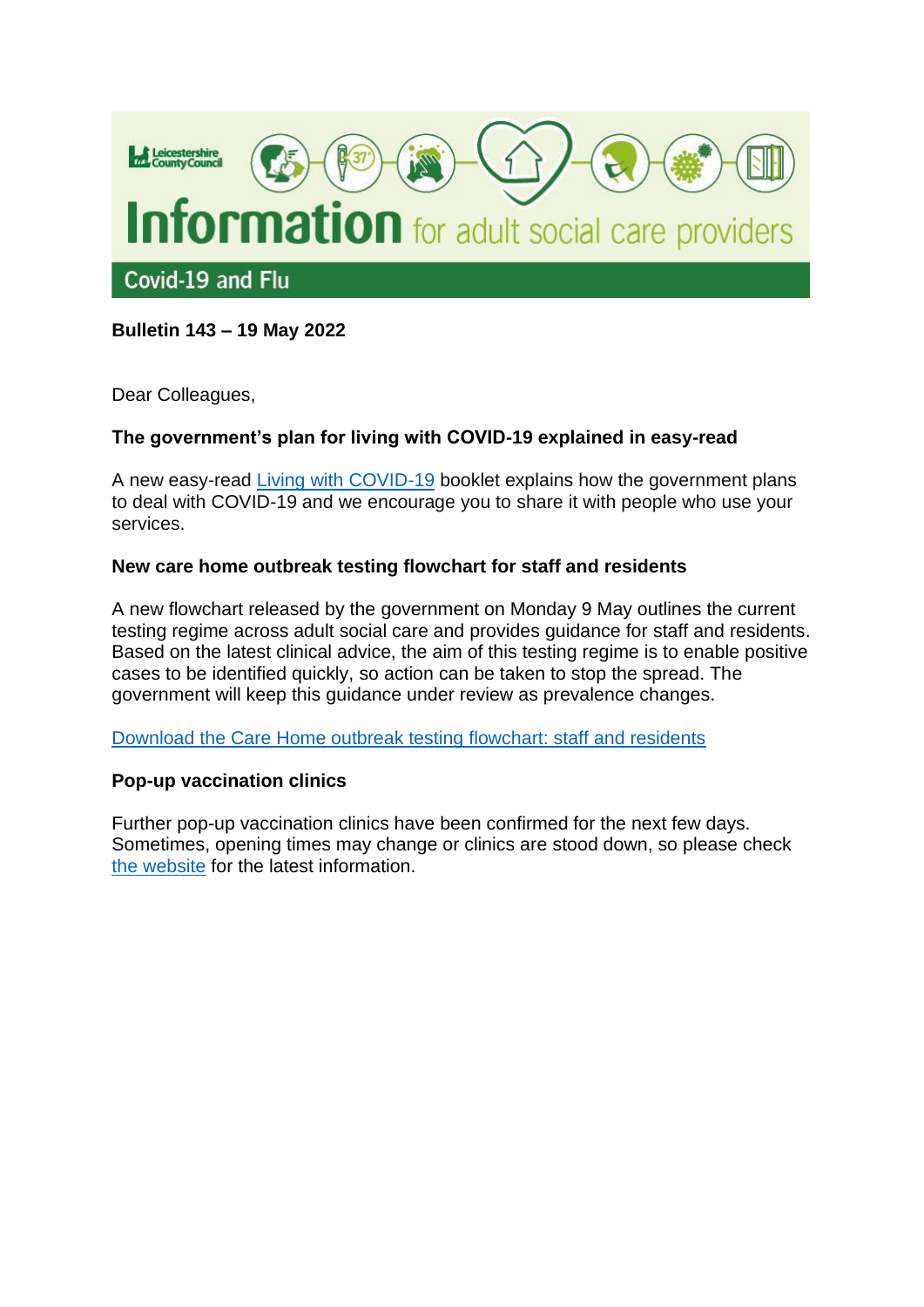Leicestershire County Council

# Information for adult social care providers

## Covid-19 and Flu

**Bulletin 143 – 19 May 2022**

Dear Colleagues,

**The government's plan for living with COVID-19 explained in easy-read**

A new easy-read Living with COVID-19 booklet explains how the government plans to deal with COVID-19 and we encourage you to share it with people who use your services.

**New care home outbreak testing flowchart for staff and residents**

A new flowchart released by the government on Monday 9 May outlines the current testing regime across adult social care and provides guidance for staff and residents. Based on the latest clinical advice, the aim of this testing regime is to enable positive cases to be identified quickly, so action can be taken to stop the spread. The government will keep this guidance under review as prevalence changes.

Download the Care Home outbreak testing flowchart: staff and residents

**Pop-up vaccination clinics**

Further pop-up vaccination clinics have been confirmed for the next few days. Sometimes, opening times may change or clinics are stood down, so please check the website for the latest information.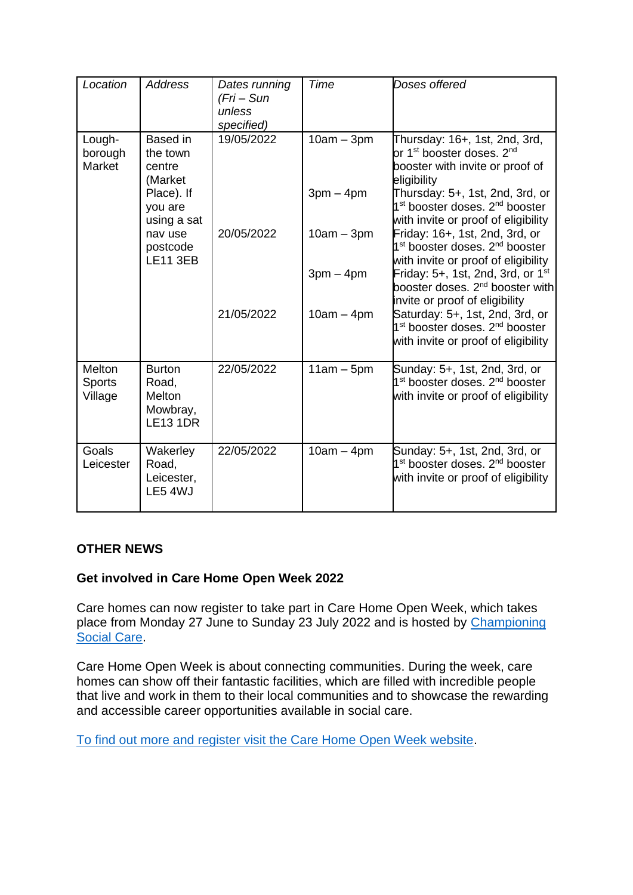| *Location* | *Address* | *Dates running (Fri – Sun unless specified)* | *Time* | *Doses offered* |
|---|---|---|---|---|
| Lough-borough Market | Based in the town centre (Market Place). If you are using a sat nav use postcode LE11 3EB | 19/05/2022 | 10am – 3pm | Thursday: 16+, 1st, 2nd, 3rd, or 1st booster doses. 2nd booster with invite or proof of eligibility |
| | | | 3pm – 4pm | Thursday: 5+, 1st, 2nd, 3rd, or 1st booster doses. 2nd booster with invite or proof of eligibility |
| | | 20/05/2022 | 10am – 3pm | Friday: 16+, 1st, 2nd, 3rd, or 1st booster doses. 2nd booster with invite or proof of eligibility |
| | | | 3pm – 4pm | Friday: 5+, 1st, 2nd, 3rd, or 1st booster doses. 2nd booster with invite or proof of eligibility |
| | | 21/05/2022 | 10am – 4pm | Saturday: 5+, 1st, 2nd, 3rd, or 1st booster doses. 2nd booster with invite or proof of eligibility |
| Melton Sports Village | Burton Road, Melton Mowbray, LE13 1DR | 22/05/2022 | 11am – 5pm | Sunday: 5+, 1st, 2nd, 3rd, or 1st booster doses. 2nd booster with invite or proof of eligibility |
| Goals Leicester | Wakerley Road, Leicester, LE5 4WJ | 22/05/2022 | 10am – 4pm | Sunday: 5+, 1st, 2nd, 3rd, or 1st booster doses. 2nd booster with invite or proof of eligibility |

## OTHER NEWS

### Get involved in Care Home Open Week 2022

Care homes can now register to take part in Care Home Open Week, which takes place from Monday 27 June to Sunday 23 July 2022 and is hosted by Championing Social Care.

Care Home Open Week is about connecting communities. During the week, care homes can show off their fantastic facilities, which are filled with incredible people that live and work in them to their local communities and to showcase the rewarding and accessible career opportunities available in social care.

To find out more and register visit the Care Home Open Week website.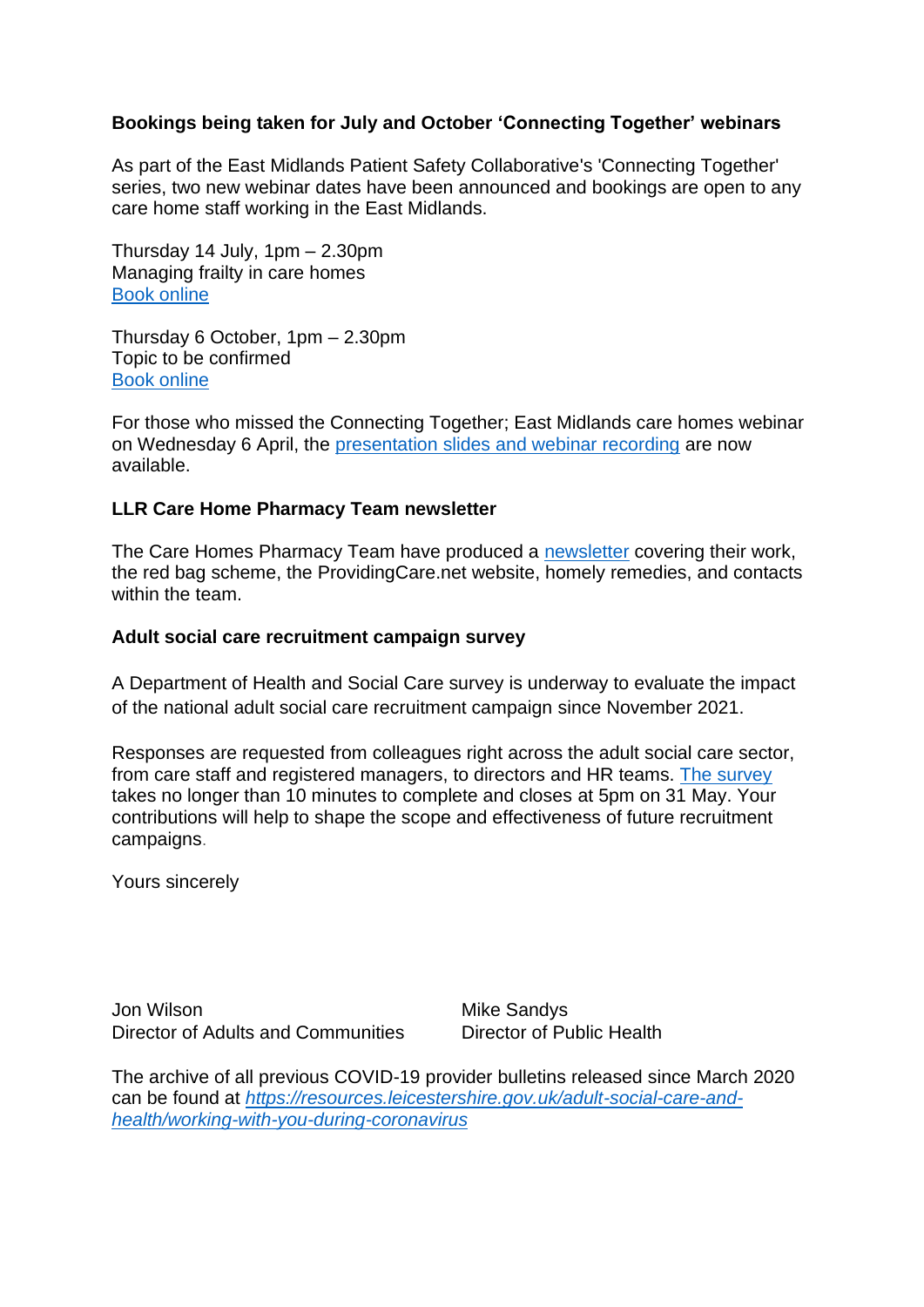**Bookings being taken for July and October 'Connecting Together' webinars**

As part of the East Midlands Patient Safety Collaborative's 'Connecting Together' series, two new webinar dates have been announced and bookings are open to any care home staff working in the East Midlands.

Thursday 14 July, 1pm – 2.30pm
Managing frailty in care homes
Book online

Thursday 6 October, 1pm – 2.30pm
Topic to be confirmed
Book online

For those who missed the Connecting Together; East Midlands care homes webinar on Wednesday 6 April, the presentation slides and webinar recording are now available.

**LLR Care Home Pharmacy Team newsletter**

The Care Homes Pharmacy Team have produced a newsletter covering their work, the red bag scheme, the ProvidingCare.net website, homely remedies, and contacts within the team.

**Adult social care recruitment campaign survey**

A Department of Health and Social Care survey is underway to evaluate the impact of the national adult social care recruitment campaign since November 2021.

Responses are requested from colleagues right across the adult social care sector, from care staff and registered managers, to directors and HR teams. The survey takes no longer than 10 minutes to complete and closes at 5pm on 31 May. Your contributions will help to shape the scope and effectiveness of future recruitment campaigns.

Yours sincerely

Jon Wilson
Director of Adults and Communities

Mike Sandys
Director of Public Health

The archive of all previous COVID-19 provider bulletins released since March 2020 can be found at *https://resources.leicestershire.gov.uk/adult-social-care-and-health/working-with-you-during-coronavirus*